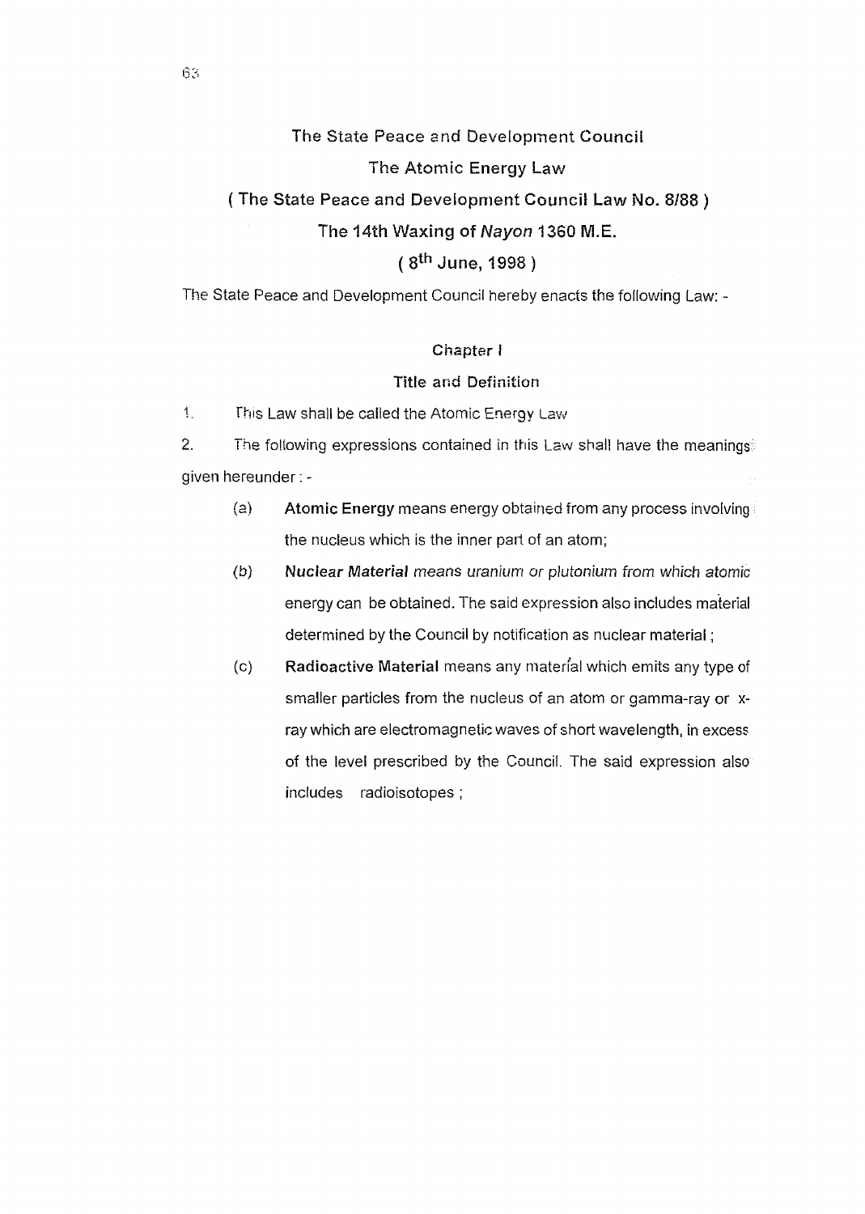# The State Peace and Development Council

## The Atomic Energy Law

## ( The State Peace and Development Council Law No. 8/88 )

## The 14th Waxing of *Nayon* 1360 M.E.

## ( 8th June, 1998 )

The State Peace and Development Council hereby enacts the following Law: -

### Chapter I

### Title and Definition

1. This Law shall be called the Atomic Energy Law

2. The following expressions contained in this Law shall have the meanings given hereunder : -

   (a) **Atomic Energy** means energy obtained from any process involving the nucleus which is the inner part of an atom;

   (b) ***Nuclear Material*** *means uranium or plutonium from which atomic* energy can be obtained. The said expression also includes material determined by the Council by notification as nuclear material ;

   (c) **Radioactive Material** means any material which emits any type of smaller particles from the nucleus of an atom or gamma-ray or x-ray which are electromagnetic waves of short wavelength, in excess of the level prescribed by the Council. The said expression also includes radioisotopes ;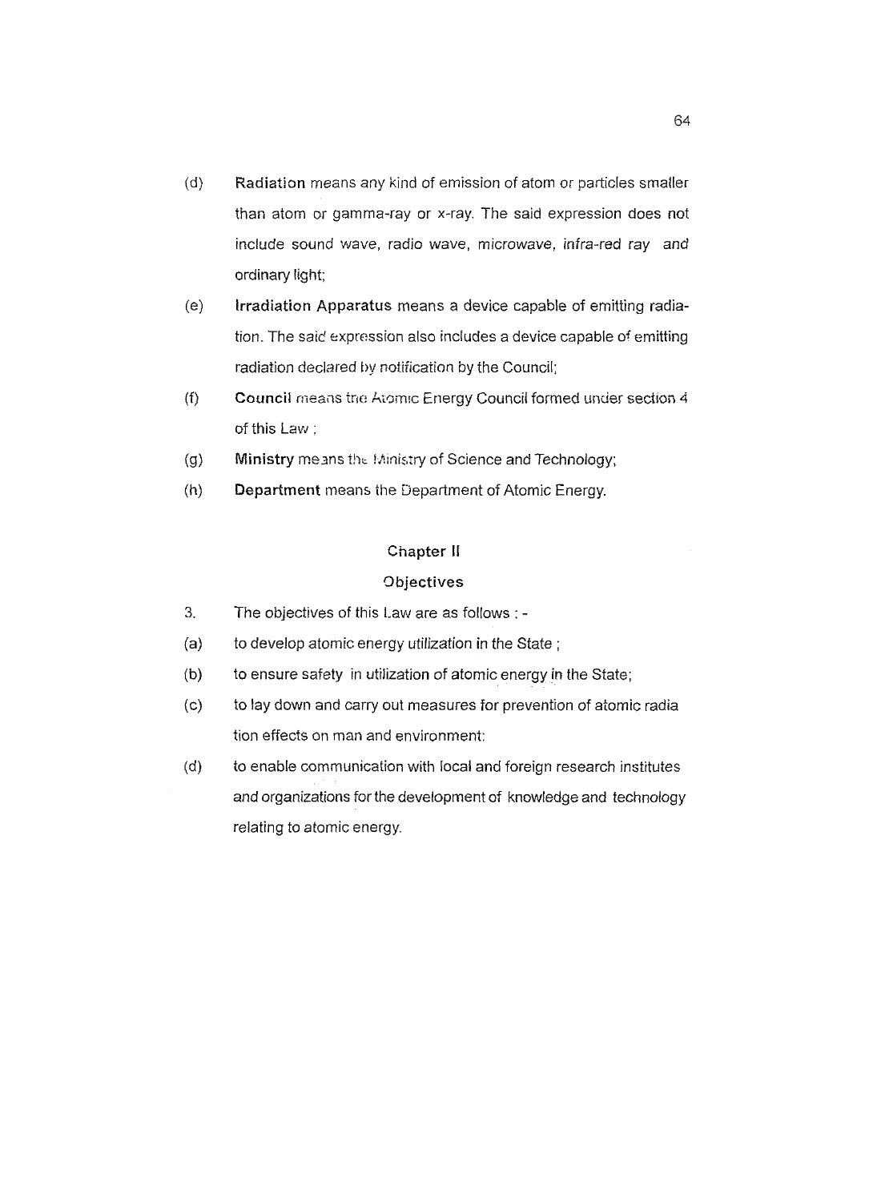(d) **Radiation** means any kind of emission of atom or particles smaller than atom or gamma-ray or x-ray. The said expression does not include sound wave, radio wave, microwave, infra-red ray and ordinary light;

(e) **Irradiation Apparatus** means a device capable of emitting radiation. The said expression also includes a device capable of emitting radiation declared by notification by the Council;

(f) **Council** means the Atomic Energy Council formed under section 4 of this Law ;

(g) **Ministry** means the Ministry of Science and Technology;

(h) **Department** means the Department of Atomic Energy.

## Chapter II

## Objectives

3. The objectives of this Law are as follows : -

(a) to develop atomic energy utilization in the State ;

(b) to ensure safety in utilization of atomic energy in the State;

(c) to lay down and carry out measures for prevention of atomic radiation effects on man and environment;

(d) to enable communication with local and foreign research institutes and organizations for the development of knowledge and technology relating to atomic energy.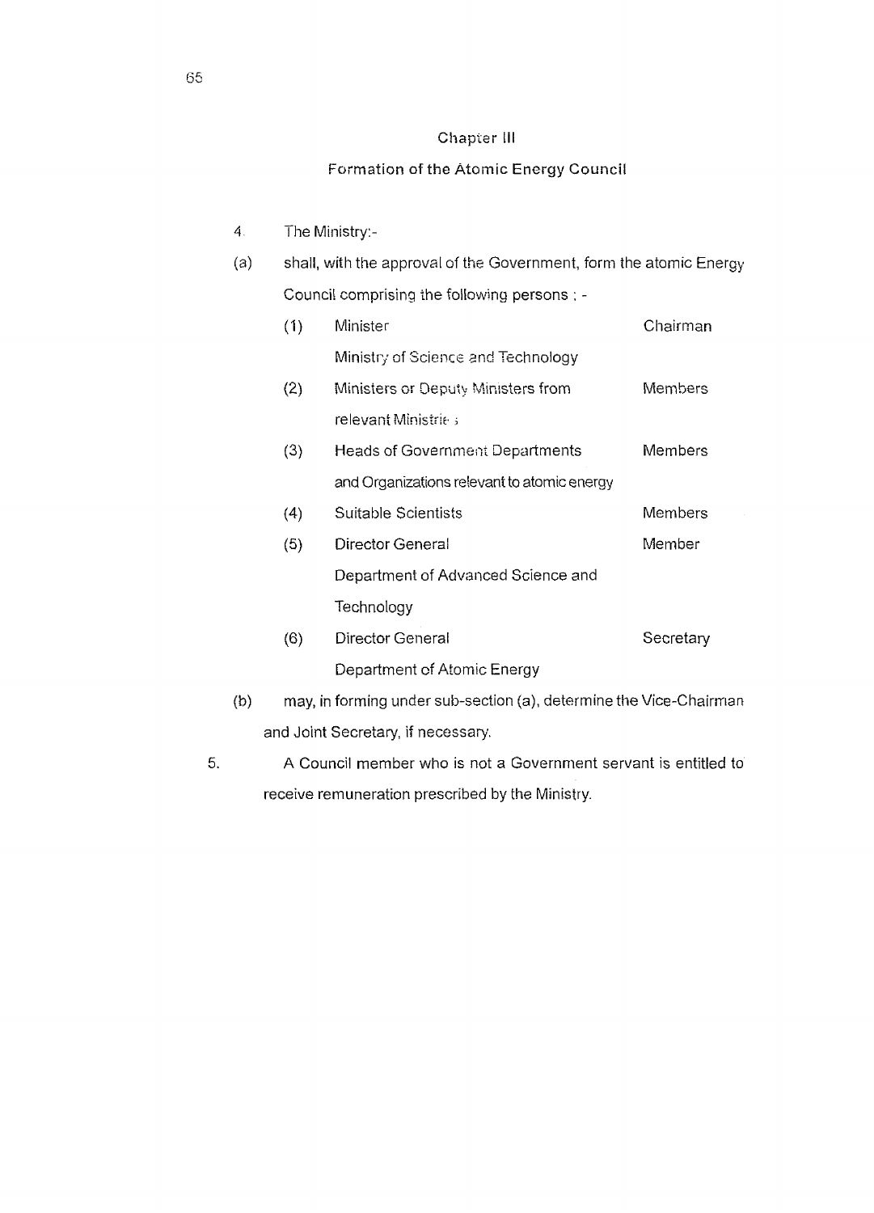## Chapter III

## Formation of the Atomic Energy Council

4. The Ministry:-

(a) shall, with the approval of the Government, form the atomic Energy Council comprising the following persons : -

| | | |
|---|---|---|
| (1) | Minister<br>Ministry of Science and Technology | Chairman |
| (2) | Ministers or Deputy Ministers from relevant Ministries | Members |
| (3) | Heads of Government Departments and Organizations relevant to atomic energy | Members |
| (4) | Suitable Scientists | Members |
| (5) | Director General<br>Department of Advanced Science and Technology | Member |
| (6) | Director General<br>Department of Atomic Energy | Secretary |

(b) may, in forming under sub-section (a), determine the Vice-Chairman and Joint Secretary, if necessary.

5. A Council member who is not a Government servant is entitled to receive remuneration prescribed by the Ministry.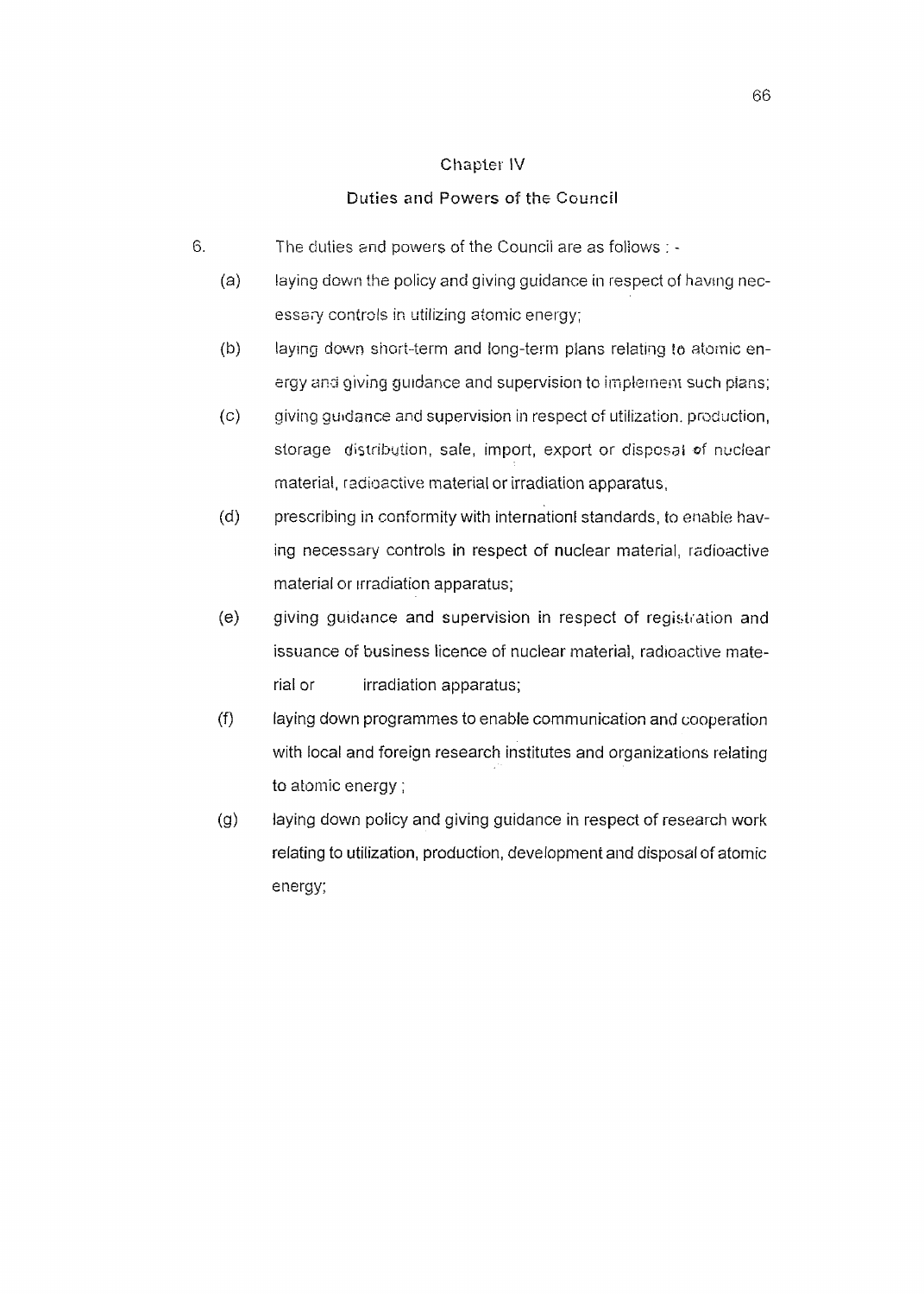## Chapter IV

## Duties and Powers of the Council

6. The duties and powers of the Council are as follows : -

(a) laying down the policy and giving guidance in respect of having necessary controls in utilizing atomic energy;

(b) laying down short-term and long-term plans relating to atomic energy and giving guidance and supervision to implement such plans;

(c) giving guidance and supervision in respect of utilization, production, storage distribution, sale, import, export or disposal of nuclear material, radioactive material or irradiation apparatus,

(d) prescribing in conformity with internationl standards, to enable having necessary controls in respect of nuclear material, radioactive material or irradiation apparatus;

(e) giving guidance and supervision in respect of registration and issuance of business licence of nuclear material, radioactive material or irradiation apparatus;

(f) laying down programmes to enable communication and cooperation with local and foreign research institutes and organizations relating to atomic energy ;

(g) laying down policy and giving guidance in respect of research work relating to utilization, production, development and disposal of atomic energy;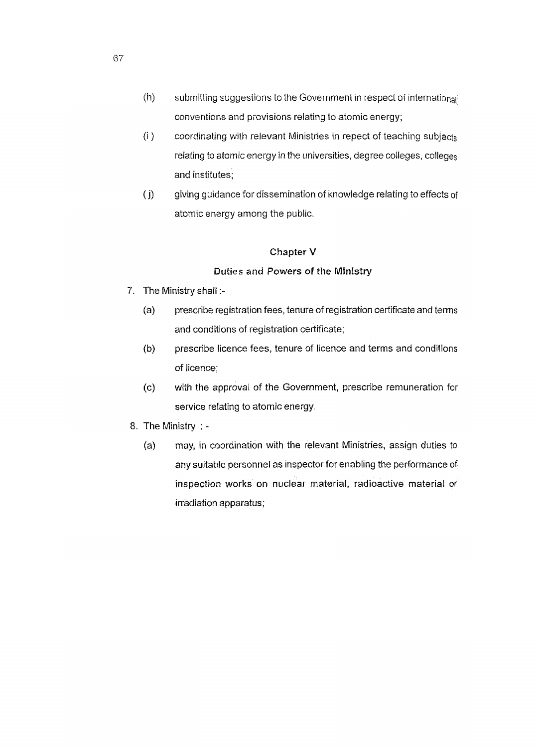(h) submitting suggestions to the Government in respect of international conventions and provisions relating to atomic energy;

(i) coordinating with relevant Ministries in repect of teaching subjects relating to atomic energy in the universities, degree colleges, colleges and institutes;

(j) giving guidance for dissemination of knowledge relating to effects of atomic energy among the public.

## Chapter V

## Duties and Powers of the Ministry

7. The Ministry shall :-

   (a) prescribe registration fees, tenure of registration certificate and terms and conditions of registration certificate;

   (b) prescribe licence fees, tenure of licence and terms and conditions of licence;

   (c) with the approval of the Government, prescribe remuneration for service relating to atomic energy.

8. The Ministry : -

   (a) may, in coordination with the relevant Ministries, assign duties to any suitable personnel as inspector for enabling the performance of inspection works on nuclear material, radioactive material or irradiation apparatus;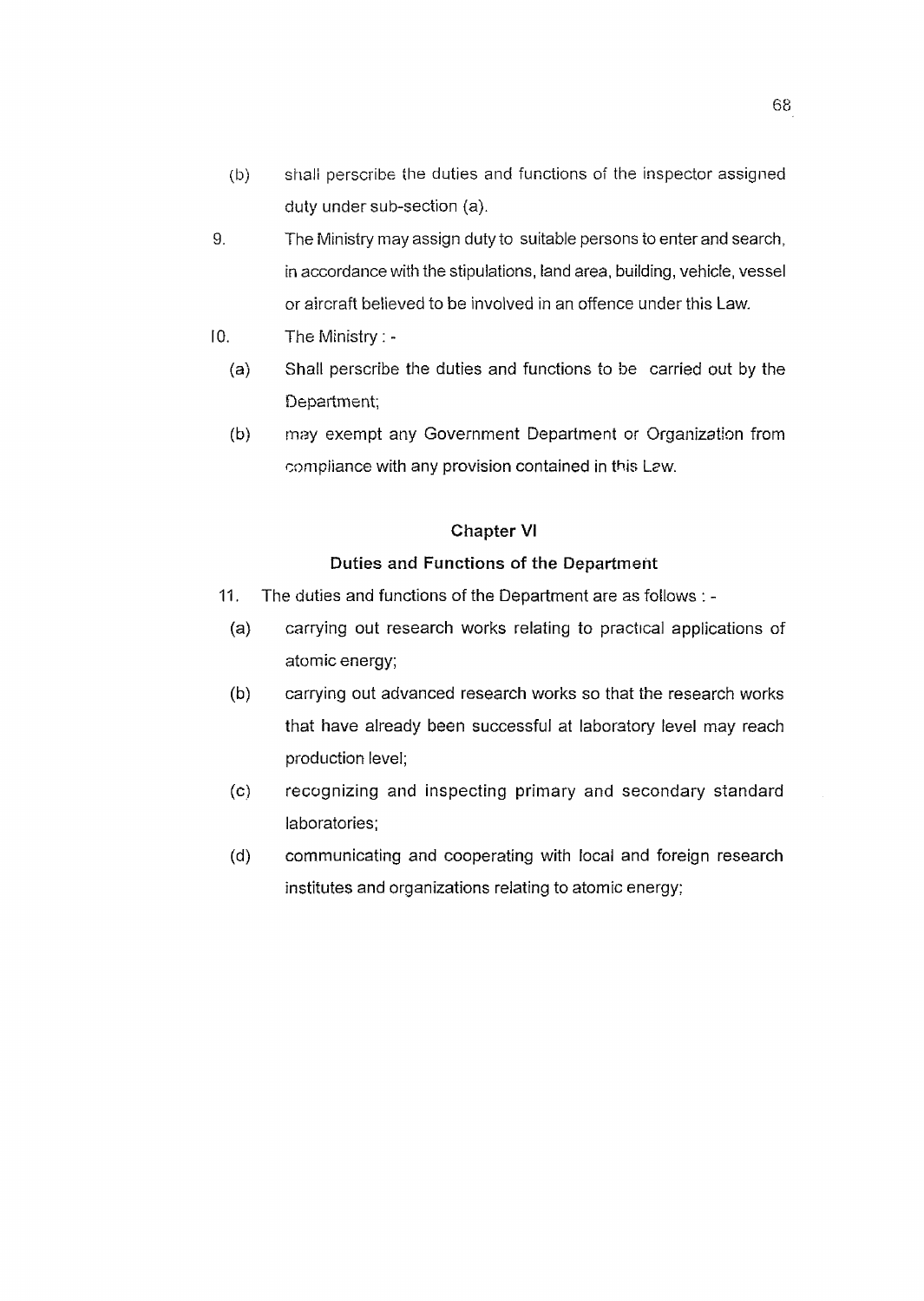(b) shall perscribe the duties and functions of the inspector assigned duty under sub-section (a).

9. The Ministry may assign duty to suitable persons to enter and search, in accordance with the stipulations, land area, building, vehicle, vessel or aircraft believed to be involved in an offence under this Law.

10. The Ministry : -

(a) Shall perscribe the duties and functions to be carried out by the Department;

(b) may exempt any Government Department or Organization from compliance with any provision contained in this Law.

## Chapter VI

### Duties and Functions of the Department

11. The duties and functions of the Department are as follows : -

(a) carrying out research works relating to practical applications of atomic energy;

(b) carrying out advanced research works so that the research works that have already been successful at laboratory level may reach production level;

(c) recognizing and inspecting primary and secondary standard laboratories;

(d) communicating and cooperating with local and foreign research institutes and organizations relating to atomic energy;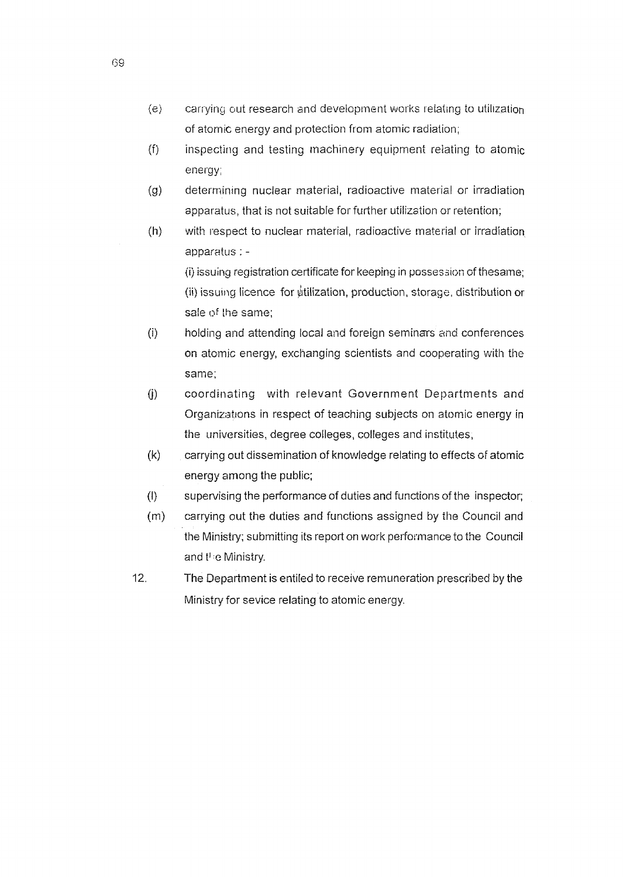(e) carrying out research and development works relating to utilization of atomic energy and protection from atomic radiation;

(f) inspecting and testing machinery equipment relating to atomic energy;

(g) determining nuclear material, radioactive material or irradiation apparatus, that is not suitable for further utilization or retention;

(h) with respect to nuclear material, radioactive material or irradiation apparatus : -

(i) issuing registration certificate for keeping in possession of thesame;

(ii) issuing licence for utilization, production, storage, distribution or sale of the same;

(i) holding and attending local and foreign seminars and conferences on atomic energy, exchanging scientists and cooperating with the same;

(j) coordinating with relevant Government Departments and Organizations in respect of teaching subjects on atomic energy in the universities, degree colleges, colleges and institutes,

(k) carrying out dissemination of knowledge relating to effects of atomic energy among the public;

(l) supervising the performance of duties and functions of the inspector;

(m) carrying out the duties and functions assigned by the Council and the Ministry; submitting its report on work performance to the Council and the Ministry.

12. The Department is entiled to receive remuneration prescribed by the Ministry for sevice relating to atomic energy.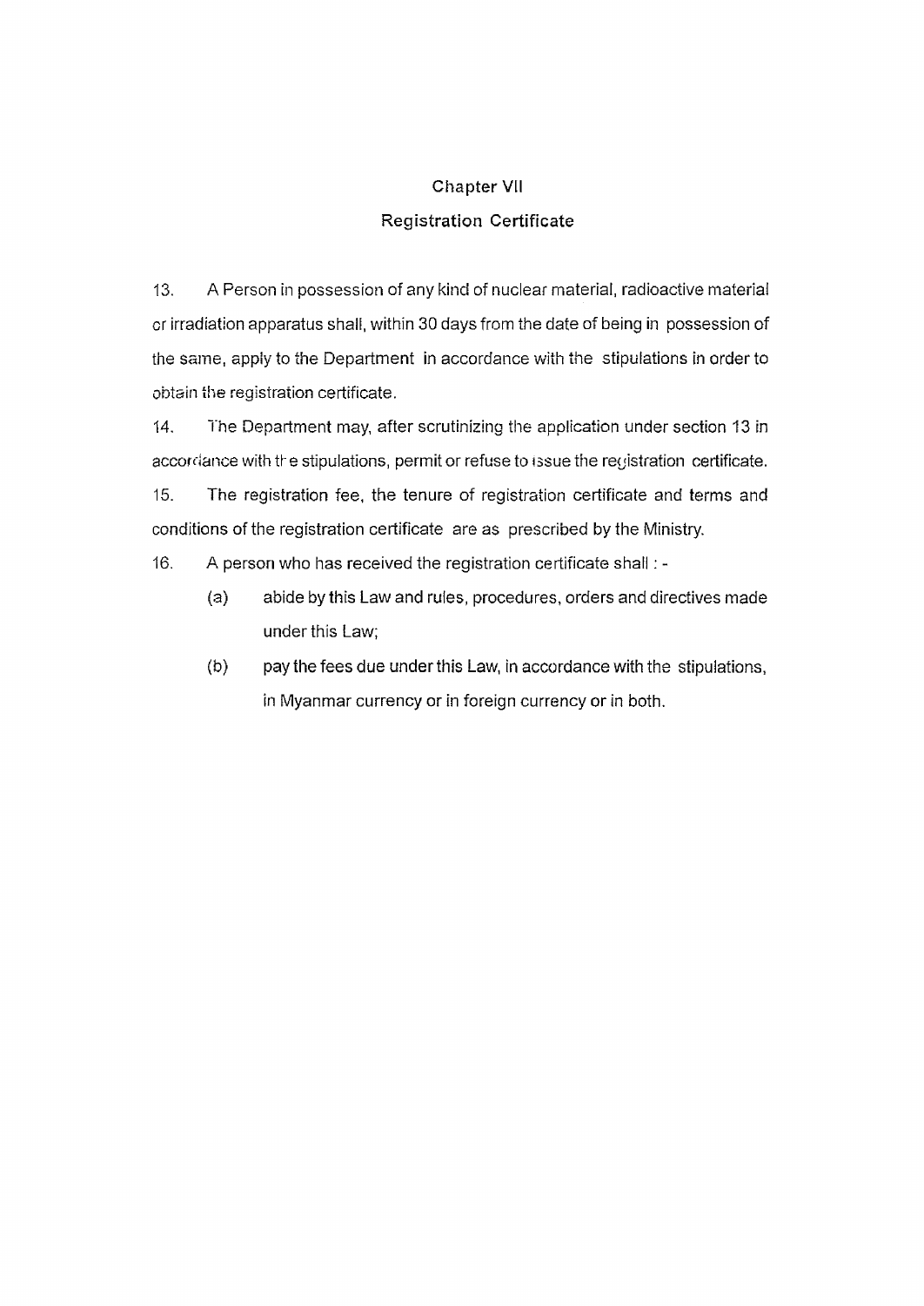## Chapter VII

## Registration Certificate

13. A Person in possession of any kind of nuclear material, radioactive material or irradiation apparatus shall, within 30 days from the date of being in possession of the same, apply to the Department in accordance with the stipulations in order to obtain the registration certificate.

14. The Department may, after scrutinizing the application under section 13 in accordance with the stipulations, permit or refuse to issue the registration certificate.

15. The registration fee, the tenure of registration certificate and terms and conditions of the registration certificate are as prescribed by the Ministry.

16. A person who has received the registration certificate shall : -

(a) abide by this Law and rules, procedures, orders and directives made under this Law;

(b) pay the fees due under this Law, in accordance with the stipulations, in Myanmar currency or in foreign currency or in both.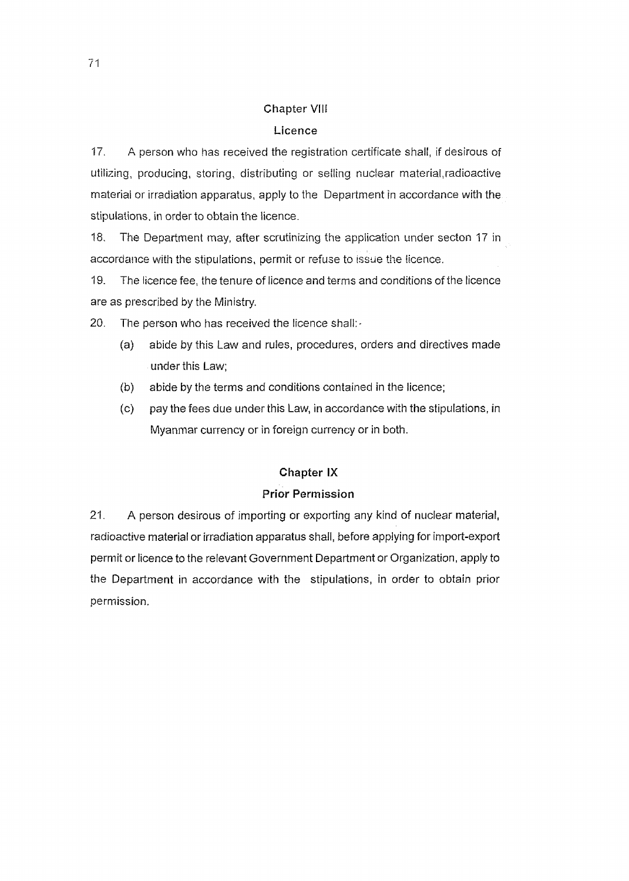## Chapter VIII

## Licence

17. A person who has received the registration certificate shall, if desirous of utilizing, producing, storing, distributing or selling nuclear material,radioactive material or irradiation apparatus, apply to the Department in accordance with the stipulations, in order to obtain the licence.

18. The Department may, after scrutinizing the application under secton 17 in accordance with the stipulations, permit or refuse to issue the licence.

19. The licence fee, the tenure of licence and terms and conditions of the licence are as prescribed by the Ministry.

20. The person who has received the licence shall:-

  (a) abide by this Law and rules, procedures, orders and directives made under this Law;

  (b) abide by the terms and conditions contained in the licence;

  (c) pay the fees due under this Law, in accordance with the stipulations, in Myanmar currency or in foreign currency or in both.

## Chapter IX

## Prior Permission

21. A person desirous of importing or exporting any kind of nuclear material, radioactive material or irradiation apparatus shall, before applying for import-export permit or licence to the relevant Government Department or Organization, apply to the Department in accordance with the stipulations, in order to obtain prior permission.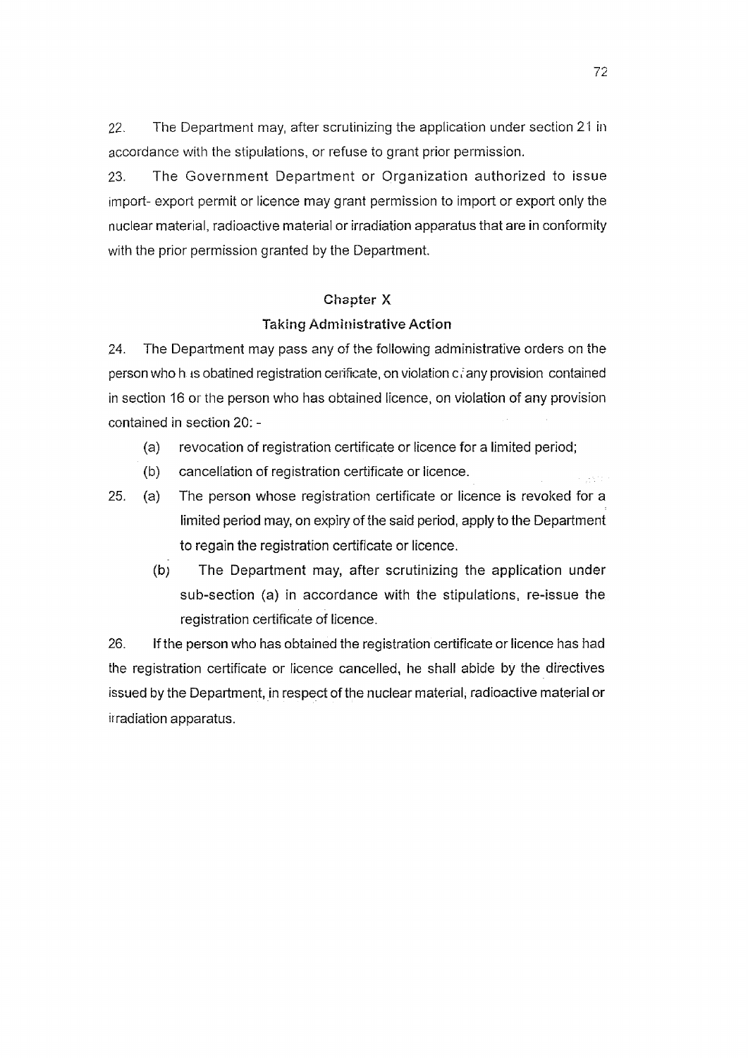22. The Department may, after scrutinizing the application under section 21 in accordance with the stipulations, or refuse to grant prior permission.

23. The Government Department or Organization authorized to issue import- export permit or licence may grant permission to import or export only the nuclear material, radioactive material or irradiation apparatus that are in conformity with the prior permission granted by the Department.

## Chapter X

### Taking Administrative Action

24. The Department may pass any of the following administrative orders on the person who h is obatined registration cerificate, on violation c any provision contained in section 16 or the person who has obtained licence, on violation of any provision contained in section 20: -

(a) revocation of registration certificate or licence for a limited period;

(b) cancellation of registration certificate or licence.

25. (a) The person whose registration certificate or licence is revoked for a limited period may, on expiry of the said period, apply to the Department to regain the registration certificate or licence.

(b) The Department may, after scrutinizing the application under sub-section (a) in accordance with the stipulations, re-issue the registration certificate of licence.

26. If the person who has obtained the registration certificate or licence has had the registration certificate or licence cancelled, he shall abide by the directives issued by the Department, in respect of the nuclear material, radioactive material or irradiation apparatus.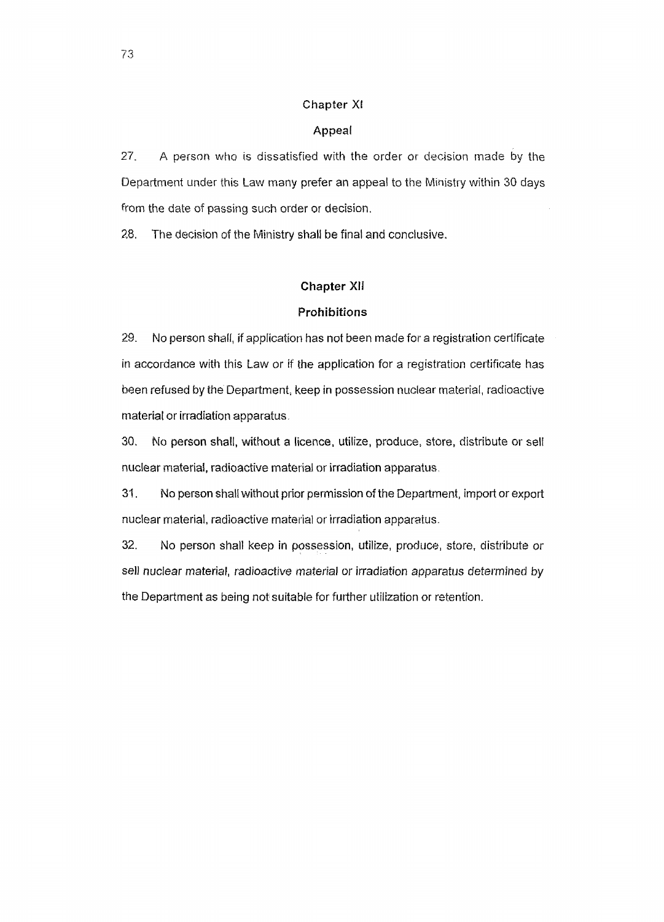## Chapter XI

## Appeal

27. A person who is dissatisfied with the order or decision made by the Department under this Law many prefer an appeal to the Ministry within 30 days from the date of passing such order or decision.

28. The decision of the Ministry shall be final and conclusive.

## Chapter XII

## Prohibitions

29. No person shall, if application has not been made for a registration certificate in accordance with this Law or if the application for a registration certificate has been refused by the Department, keep in possession nuclear material, radioactive material or irradiation apparatus.

30. No person shall, without a licence, utilize, produce, store, distribute or sell nuclear material, radioactive material or irradiation apparatus.

31. No person shall without prior permission of the Department, import or export nuclear material, radioactive material or irradiation apparatus.

32. No person shall keep in possession, utilize, produce, store, distribute or sell nuclear material, radioactive material or irradiation apparatus determined by the Department as being not suitable for further utilization or retention.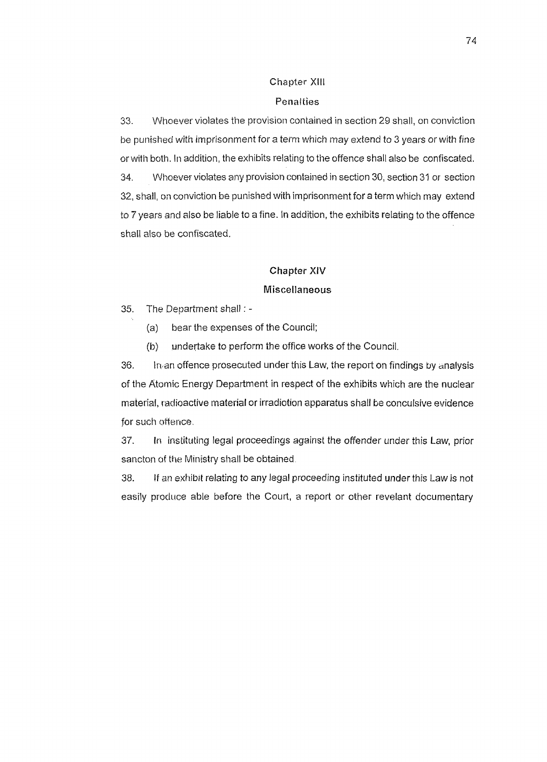## Chapter XIII

## Penalties

33. Whoever violates the provision contained in section 29 shall, on conviction be punished with imprisonment for a term which may extend to 3 years or with fine or with both. In addition, the exhibits relating to the offence shall also be confiscated.

34. Whoever violates any provision contained in section 30, section 31 or section 32, shall, on conviction be punished with imprisonment for a term which may extend to 7 years and also be liable to a fine. In addition, the exhibits relating to the offence shall also be confiscated.

## Chapter XIV

## Miscellaneous

35. The Department shall : -

    (a) bear the expenses of the Council;

    (b) undertake to perform the office works of the Council.

36. In an offence prosecuted under this Law, the report on findings by analysis of the Atomic Energy Department in respect of the exhibits which are the nuclear material, radioactive material or irradiotion apparatus shall be conculsive evidence for such offence.

37. In instituting legal proceedings against the offender under this Law, prior sancton of the Ministry shall be obtained.

38. If an exhibit relating to any legal proceeding instituted under this Law is not easily produce able before the Court, a report or other revelant documentary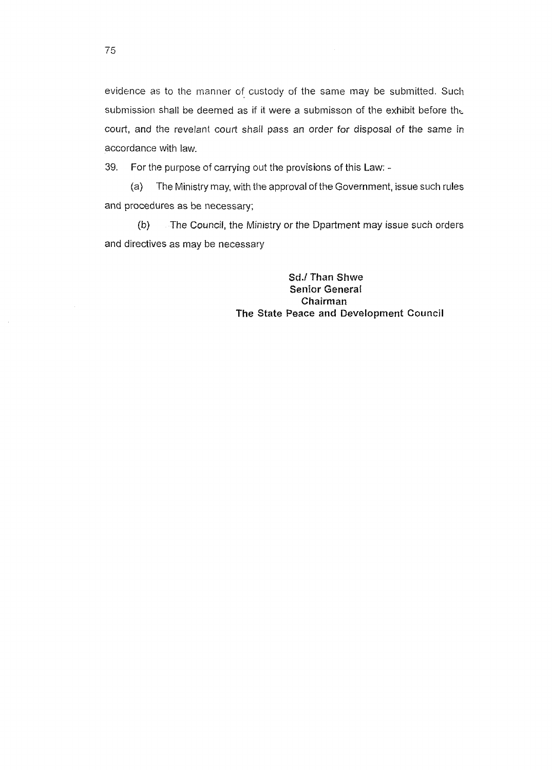evidence as to the manner of custody of the same may be submitted. Such submission shall be deemed as if it were a submisson of the exhibit before the court, and the revelant court shall pass an order for disposal of the same in accordance with law.

39. For the purpose of carrying out the provisions of this Law: -

(a) The Ministry may, with the approval of the Government, issue such rules and procedures as be necessary;

(b) The Council, the Ministry or the Dpartment may issue such orders and directives as may be necessary

**Sd./ Than Shwe**
**Senior General**
**Chairman**
**The State Peace and Development Council**